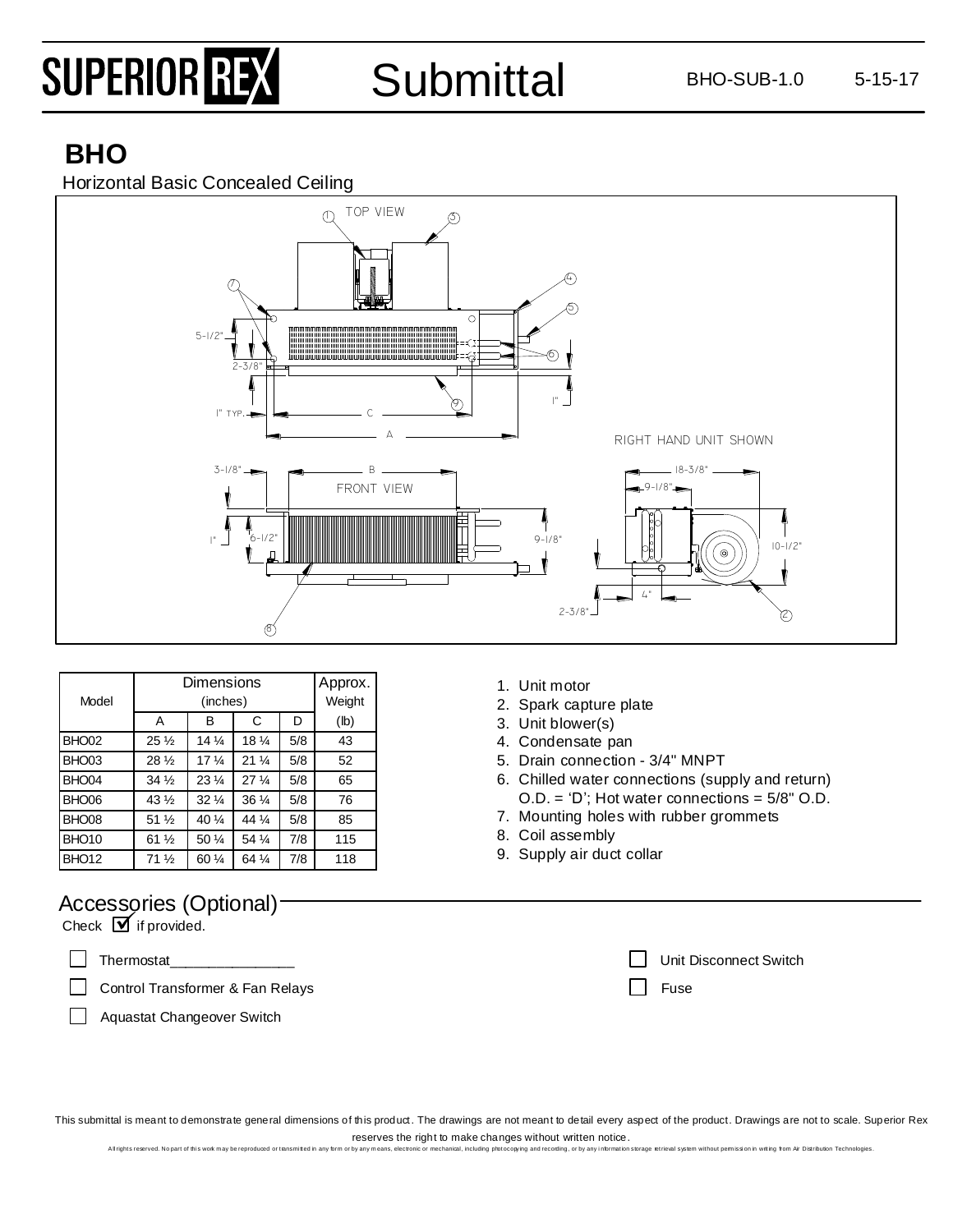# SUPERIOR REX Submittal

BHO-SUB-1.0 5-15-17

## BHO

Horizontal Basic Concealed Ceiling

| Model | Dimensions (inches) | | | | Approx. Weight |
|---|---|---|---|---|---|
| | A | B | C | D | (lb) |
| BHO02 | 25 ½ | 14 ¼ | 18 ¼ | 5/8 | 43 |
| BHO03 | 28 ½ | 17 ¼ | 21 ¼ | 5/8 | 52 |
| BHO04 | 34 ½ | 23 ¼ | 27 ¼ | 5/8 | 65 |
| BHO06 | 43 ½ | 32 ¼ | 36 ¼ | 5/8 | 76 |
| BHO08 | 51 ½ | 40 ¼ | 44 ¼ | 5/8 | 85 |
| BHO10 | 61 ½ | 50 ¼ | 54 ¼ | 7/8 | 115 |
| BHO12 | 71 ½ | 60 ¼ | 64 ¼ | 7/8 | 118 |

1. Unit motor
2. Spark capture plate
3. Unit blower(s)
4. Condensate pan
5. Drain connection - 3/4" MNPT
6. Chilled water connections (supply and return) O.D. = 'D'; Hot water connections = 5/8" O.D.
7. Mounting holes with rubber grommets
8. Coil assembly
9. Supply air duct collar

## Accessories (Optional)

Check ☑ if provided.

- ☐ Thermostat________________
- ☐ Control Transformer & Fan Relays
- ☐ Aquastat Changeover Switch
- ☐ Unit Disconnect Switch
- ☐ Fuse

This submittal is meant to demonstrate general dimensions of this product. The drawings are not meant to detail every aspect of the product. Drawings are not to scale. Superior Rex reserves the right to make changes without written notice.

All rights reserved. No part of this work may be reproduced or transmitted in any form or by any means, electronic or mechanical, including photocopying and recording, or by any information storage retrieval system without permission in writing from Air Distribution Technologies.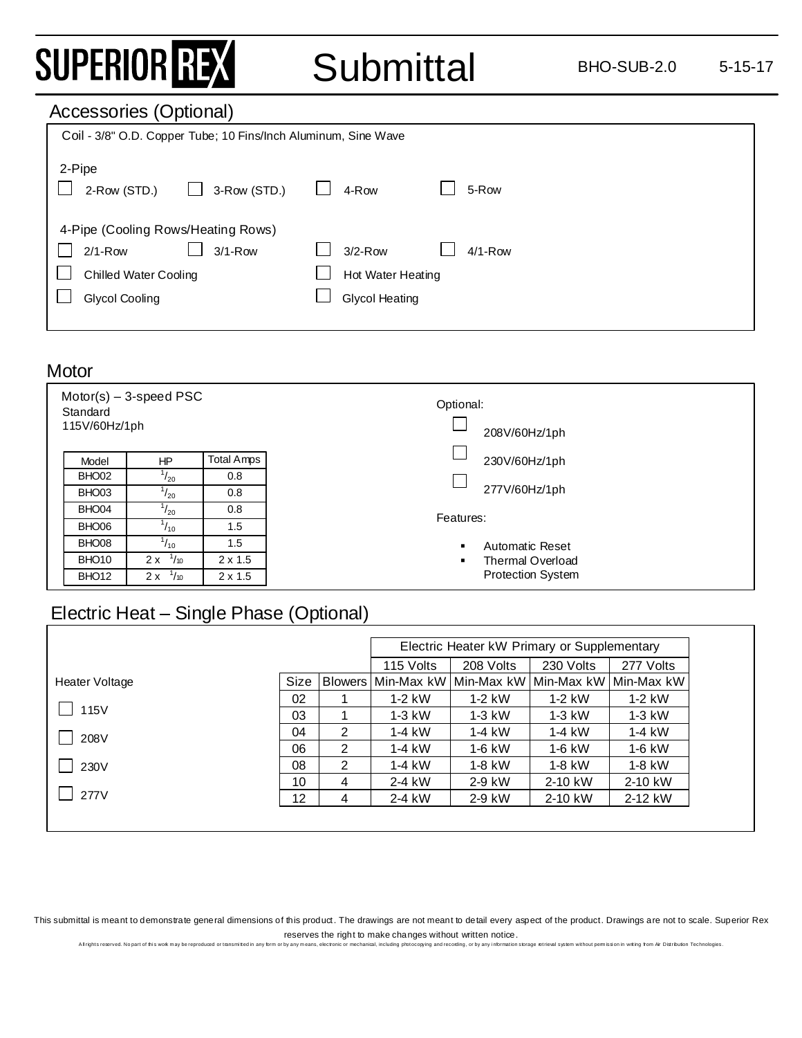## Accessories (Optional)

Coil - 3/8" O.D. Copper Tube; 10 Fins/Inch Aluminum, Sine Wave

2-Pipe

- ☐ 2-Row (STD.)
- ☐ 3-Row (STD.)
- ☐ 4-Row
- ☐ 5-Row

4-Pipe (Cooling Rows/Heating Rows)

- ☐ 2/1-Row
- ☐ 3/1-Row
- ☐ 3/2-Row
- ☐ 4/1-Row
- ☐ Chilled Water Cooling
- ☐ Hot Water Heating
- ☐ Glycol Cooling
- ☐ Glycol Heating

## Motor

Motor(s) – 3-speed PSC
Standard
115V/60Hz/1ph

| Model | HP | Total Amps |
|---|---|---|
| BHO02 | 1/20 | 0.8 |
| BHO03 | 1/20 | 0.8 |
| BHO04 | 1/20 | 0.8 |
| BHO06 | 1/10 | 1.5 |
| BHO08 | 1/10 | 1.5 |
| BHO10 | 2 x 1/10 | 2 x 1.5 |
| BHO12 | 2 x 1/10 | 2 x 1.5 |

Optional:

- ☐ 208V/60Hz/1ph
- ☐ 230V/60Hz/1ph
- ☐ 277V/60Hz/1ph

Features:

- Automatic Reset
- Thermal Overload Protection System

## Electric Heat – Single Phase (Optional)

Heater Voltage

- ☐ 115V
- ☐ 208V
- ☐ 230V
- ☐ 277V

| | | Electric Heater kW Primary or Supplementary | | | |
|---|---|---|---|---|---|
| | | 115 Volts | 208 Volts | 230 Volts | 277 Volts |
| Size | Blowers | Min-Max kW | Min-Max kW | Min-Max kW | Min-Max kW |
| 02 | 1 | 1-2 kW | 1-2 kW | 1-2 kW | 1-2 kW |
| 03 | 1 | 1-3 kW | 1-3 kW | 1-3 kW | 1-3 kW |
| 04 | 2 | 1-4 kW | 1-4 kW | 1-4 kW | 1-4 kW |
| 06 | 2 | 1-4 kW | 1-6 kW | 1-6 kW | 1-6 kW |
| 08 | 2 | 1-4 kW | 1-8 kW | 1-8 kW | 1-8 kW |
| 10 | 4 | 2-4 kW | 2-9 kW | 2-10 kW | 2-10 kW |
| 12 | 4 | 2-4 kW | 2-9 kW | 2-10 kW | 2-12 kW |

This submittal is meant to demonstrate general dimensions of this product. The drawings are not meant to detail every aspect of the product. Drawings are not to scale. Superior Rex reserves the right to make changes without written notice.

All rights reserved. No part of this work may be reproduced or transmitted in any form or by any means, electronic or mechanical, including photocopying and recording, or by any information storage retrieval system without permission in writing from Air Distribution Technologies.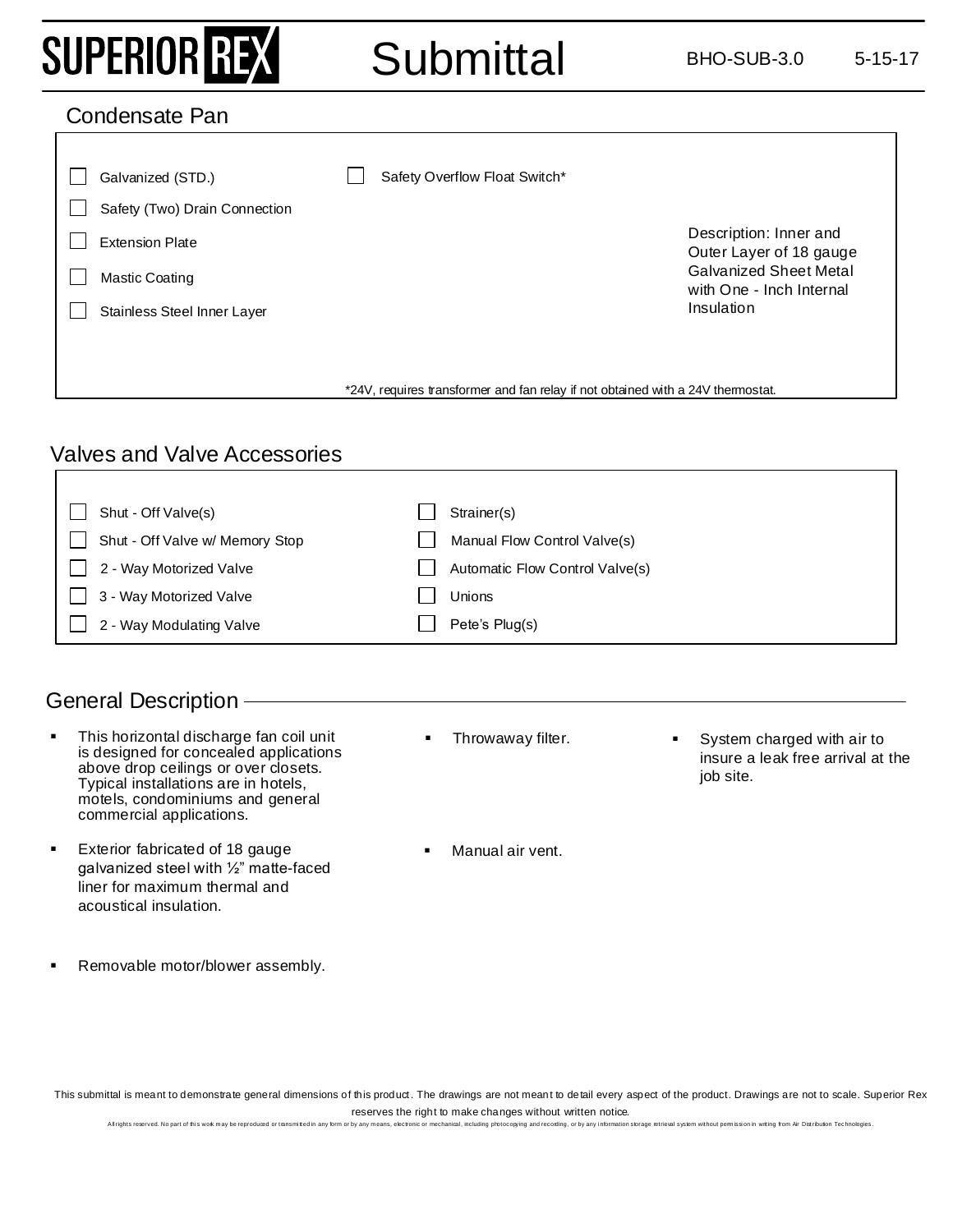## Condensate Pan

- [ ] Galvanized (STD.)
- [ ] Safety (Two) Drain Connection
- [ ] Extension Plate
- [ ] Mastic Coating
- [ ] Stainless Steel Inner Layer
- [ ] Safety Overflow Float Switch*

Description: Inner and Outer Layer of 18 gauge Galvanized Sheet Metal with One - Inch Internal Insulation

*24V, requires transformer and fan relay if not obtained with a 24V thermostat.

## Valves and Valve Accessories

- [ ] Shut - Off Valve(s)
- [ ] Shut - Off Valve w/ Memory Stop
- [ ] 2 - Way Motorized Valve
- [ ] 3 - Way Motorized Valve
- [ ] 2 - Way Modulating Valve
- [ ] Strainer(s)
- [ ] Manual Flow Control Valve(s)
- [ ] Automatic Flow Control Valve(s)
- [ ] Unions
- [ ] Pete's Plug(s)

## General Description

- This horizontal discharge fan coil unit is designed for concealed applications above drop ceilings or over closets. Typical installations are in hotels, motels, condominiums and general commercial applications.
- Exterior fabricated of 18 gauge galvanized steel with ½" matte-faced liner for maximum thermal and acoustical insulation.
- Removable motor/blower assembly.
- Throwaway filter.
- Manual air vent.
- System charged with air to insure a leak free arrival at the job site.

This submittal is meant to demonstrate general dimensions of this product. The drawings are not meant to detail every aspect of the product. Drawings are not to scale. Superior Rex reserves the right to make changes without written notice.

All rights reserved. No part of this work may be reproduced or transmitted in any form or by any means, electronic or mechanical, including photocopying and recording, or by any information storage retrieval system without permission in writing from Air Distribution Technologies.